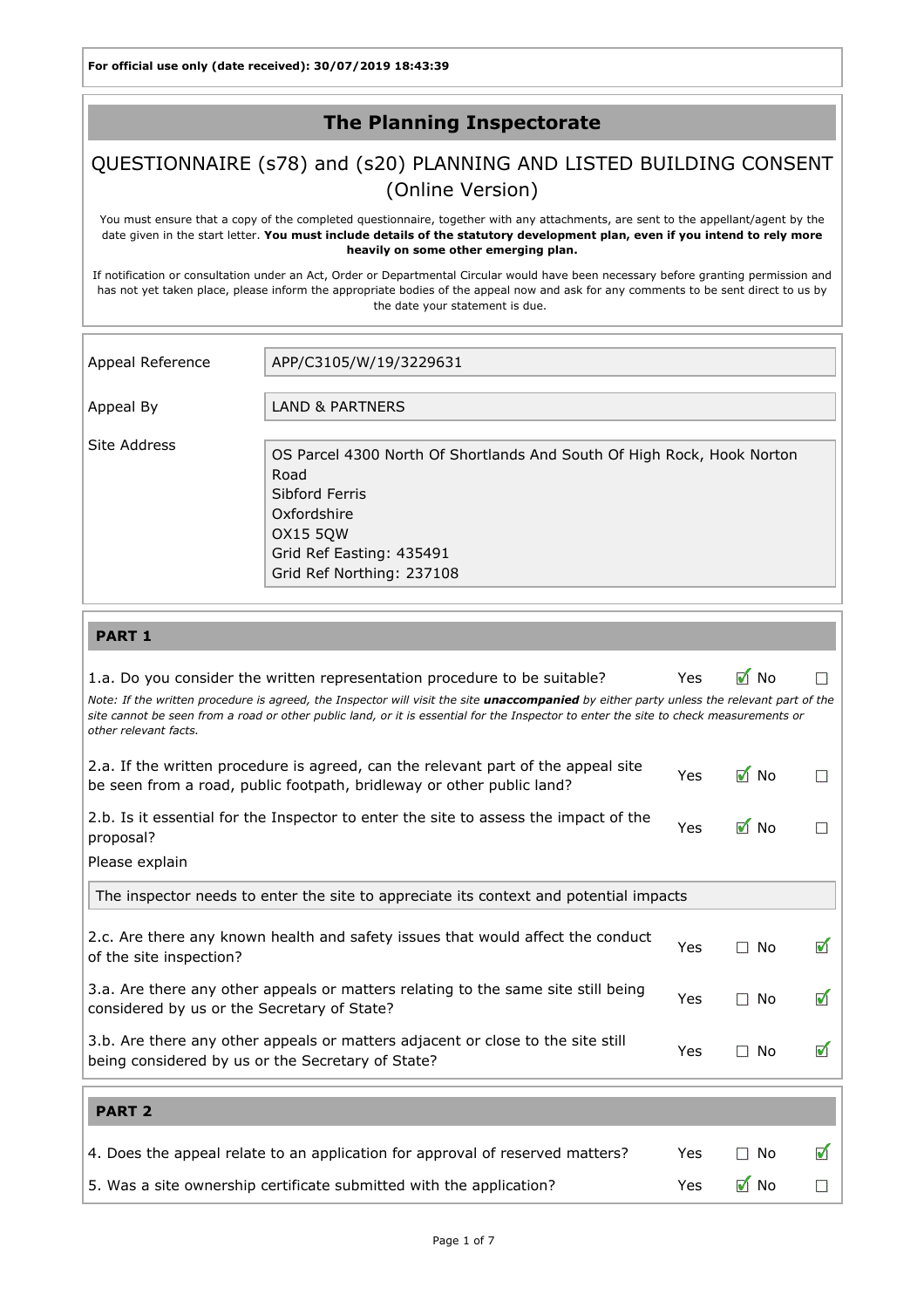For official use only (date received): 30/07/2019 18:43:39

# The Planning Inspectorate

## QUESTIONNAIRE (s78) and (s20) PLANNING AND LISTED BUILDING CONSENT (Online Version)

You must ensure that a copy of the completed questionnaire, together with any attachments, are sent to the appellant/agent by the date given in the start letter. **You must include details of the statutory development plan, even if you intend to rely more heavily on some other emerging plan.**

If notification or consultation under an Act, Order or Departmental Circular would have been necessary before granting permission and has not yet taken place, please inform the appropriate bodies of the appeal now and ask for any comments to be sent direct to us by the date your statement is due.

| | |
|---|---|
| Appeal Reference | APP/C3105/W/19/3229631 |
| Appeal By | LAND & PARTNERS |
| Site Address | OS Parcel 4300 North Of Shortlands And South Of High Rock, Hook Norton Road<br>Sibford Ferris<br>Oxfordshire<br>OX15 5QW<br>Grid Ref Easting: 435491<br>Grid Ref Northing: 237108 |

## PART 1

| Question | Yes | No |
|---|---|---|
| 1.a. Do you consider the written representation procedure to be suitable? | ☑ | ☐ |

*Note: If the written procedure is agreed, the Inspector will visit the site **unaccompanied** by either party unless the relevant part of the site cannot be seen from a road or other public land, or it is essential for the Inspector to enter the site to check measurements or other relevant facts.*

| Question | Yes | No |
|---|---|---|
| 2.a. If the written procedure is agreed, can the relevant part of the appeal site be seen from a road, public footpath, bridleway or other public land? | ☑ | ☐ |
| 2.b. Is it essential for the Inspector to enter the site to assess the impact of the proposal? | ☑ | ☐ |

Please explain

The inspector needs to enter the site to appreciate its context and potential impacts

| Question | Yes | No |
|---|---|---|
| 2.c. Are there any known health and safety issues that would affect the conduct of the site inspection? | ☐ | ☑ |
| 3.a. Are there any other appeals or matters relating to the same site still being considered by us or the Secretary of State? | ☐ | ☑ |
| 3.b. Are there any other appeals or matters adjacent or close to the site still being considered by us or the Secretary of State? | ☐ | ☑ |

## PART 2

| Question | Yes | No |
|---|---|---|
| 4. Does the appeal relate to an application for approval of reserved matters? | ☐ | ☑ |
| 5. Was a site ownership certificate submitted with the application? | ☑ | ☐ |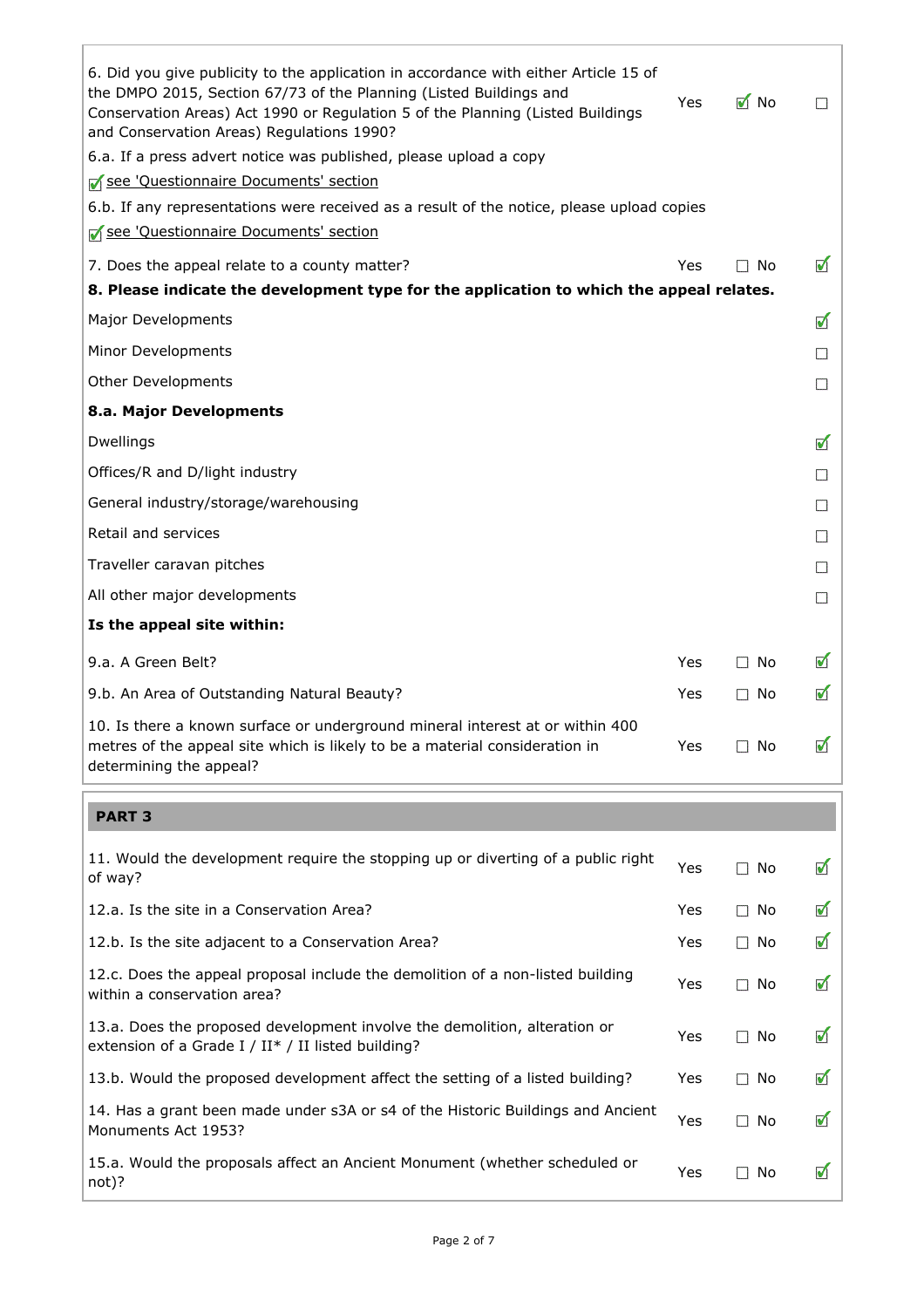| Question | | |
|---|---|---|
| 6. Did you give publicity to the application in accordance with either Article 15 of the DMPO 2015, Section 67/73 of the Planning (Listed Buildings and Conservation Areas) Act 1990 or Regulation 5 of the Planning (Listed Buildings and Conservation Areas) Regulations 1990? | Yes ☑ | No ☐ |

6.a. If a press advert notice was published, please upload a copy

☑ see 'Questionnaire Documents' section

6.b. If any representations were received as a result of the notice, please upload copies

☑ see 'Questionnaire Documents' section

| Question | | |
|---|---|---|
| 7. Does the appeal relate to a county matter? | Yes ☐ | No ☑ |

**8. Please indicate the development type for the application to which the appeal relates.**

| Development type | |
|---|---|
| Major Developments | ☑ |
| Minor Developments | ☐ |
| Other Developments | ☐ |

**8.a. Major Developments**

| Major development type | |
|---|---|
| Dwellings | ☑ |
| Offices/R and D/light industry | ☐ |
| General industry/storage/warehousing | ☐ |
| Retail and services | ☐ |
| Traveller caravan pitches | ☐ |
| All other major developments | ☐ |

**Is the appeal site within:**

| Question | | |
|---|---|---|
| 9.a. A Green Belt? | Yes ☐ | No ☑ |
| 9.b. An Area of Outstanding Natural Beauty? | Yes ☐ | No ☑ |
| 10. Is there a known surface or underground mineral interest at or within 400 metres of the appeal site which is likely to be a material consideration in determining the appeal? | Yes ☐ | No ☑ |

## PART 3

| Question | | |
|---|---|---|
| 11. Would the development require the stopping up or diverting of a public right of way? | Yes ☐ | No ☑ |
| 12.a. Is the site in a Conservation Area? | Yes ☐ | No ☑ |
| 12.b. Is the site adjacent to a Conservation Area? | Yes ☐ | No ☑ |
| 12.c. Does the appeal proposal include the demolition of a non-listed building within a conservation area? | Yes ☐ | No ☑ |
| 13.a. Does the proposed development involve the demolition, alteration or extension of a Grade I / II* / II listed building? | Yes ☐ | No ☑ |
| 13.b. Would the proposed development affect the setting of a listed building? | Yes ☐ | No ☑ |
| 14. Has a grant been made under s3A or s4 of the Historic Buildings and Ancient Monuments Act 1953? | Yes ☐ | No ☑ |
| 15.a. Would the proposals affect an Ancient Monument (whether scheduled or not)? | Yes ☐ | No ☑ |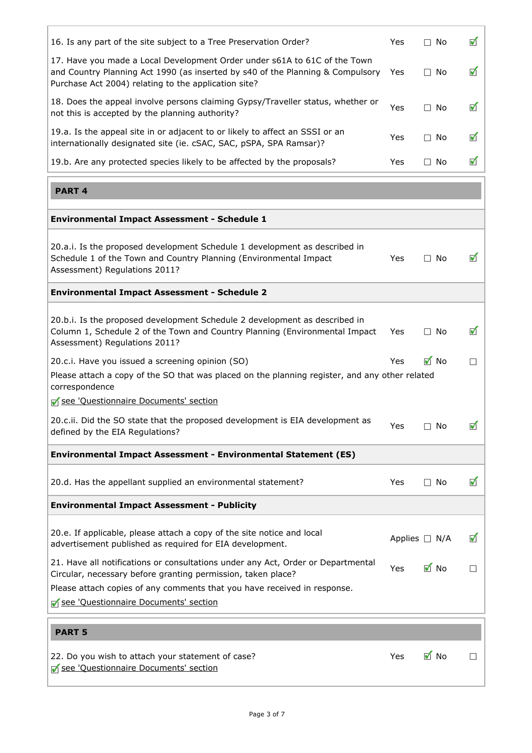| Question | Response |
|---|---|
| 16. Is any part of the site subject to a Tree Preservation Order? | Yes ☐ No ☑ |
| 17. Have you made a Local Development Order under s61A to 61C of the Town and Country Planning Act 1990 (as inserted by s40 of the Planning & Compulsory Purchase Act 2004) relating to the application site? | Yes ☐ No ☑ |
| 18. Does the appeal involve persons claiming Gypsy/Traveller status, whether or not this is accepted by the planning authority? | Yes ☐ No ☑ |
| 19.a. Is the appeal site in or adjacent to or likely to affect an SSSI or an internationally designated site (ie. cSAC, SAC, pSPA, SPA Ramsar)? | Yes ☐ No ☑ |
| 19.b. Are any protected species likely to be affected by the proposals? | Yes ☐ No ☑ |

## PART 4

### Environmental Impact Assessment - Schedule 1

| Question | Response |
|---|---|
| 20.a.i. Is the proposed development Schedule 1 development as described in Schedule 1 of the Town and Country Planning (Environmental Impact Assessment) Regulations 2011? | Yes ☐ No ☑ |

### Environmental Impact Assessment - Schedule 2

| Question | Response |
|---|---|
| 20.b.i. Is the proposed development Schedule 2 development as described in Column 1, Schedule 2 of the Town and Country Planning (Environmental Impact Assessment) Regulations 2011? | Yes ☐ No ☑ |
| 20.c.i. Have you issued a screening opinion (SO) | Yes ☑ No ☐ |

Please attach a copy of the SO that was placed on the planning register, and any other related correspondence

☑ see 'Questionnaire Documents' section

| Question | Response |
|---|---|
| 20.c.ii. Did the SO state that the proposed development is EIA development as defined by the EIA Regulations? | Yes ☐ No ☑ |

### Environmental Impact Assessment - Environmental Statement (ES)

| Question | Response |
|---|---|
| 20.d. Has the appellant supplied an environmental statement? | Yes ☐ No ☑ |

### Environmental Impact Assessment - Publicity

| Question | Response |
|---|---|
| 20.e. If applicable, please attach a copy of the site notice and local advertisement published as required for EIA development. | Applies ☐ N/A ☑ |
| 21. Have all notifications or consultations under any Act, Order or Departmental Circular, necessary before granting permission, taken place? | Yes ☑ No ☐ |

Please attach copies of any comments that you have received in response.

☑ see 'Questionnaire Documents' section

## PART 5

| Question | Response |
|---|---|
| 22. Do you wish to attach your statement of case? | Yes ☑ No ☐ |

☑ see 'Questionnaire Documents' section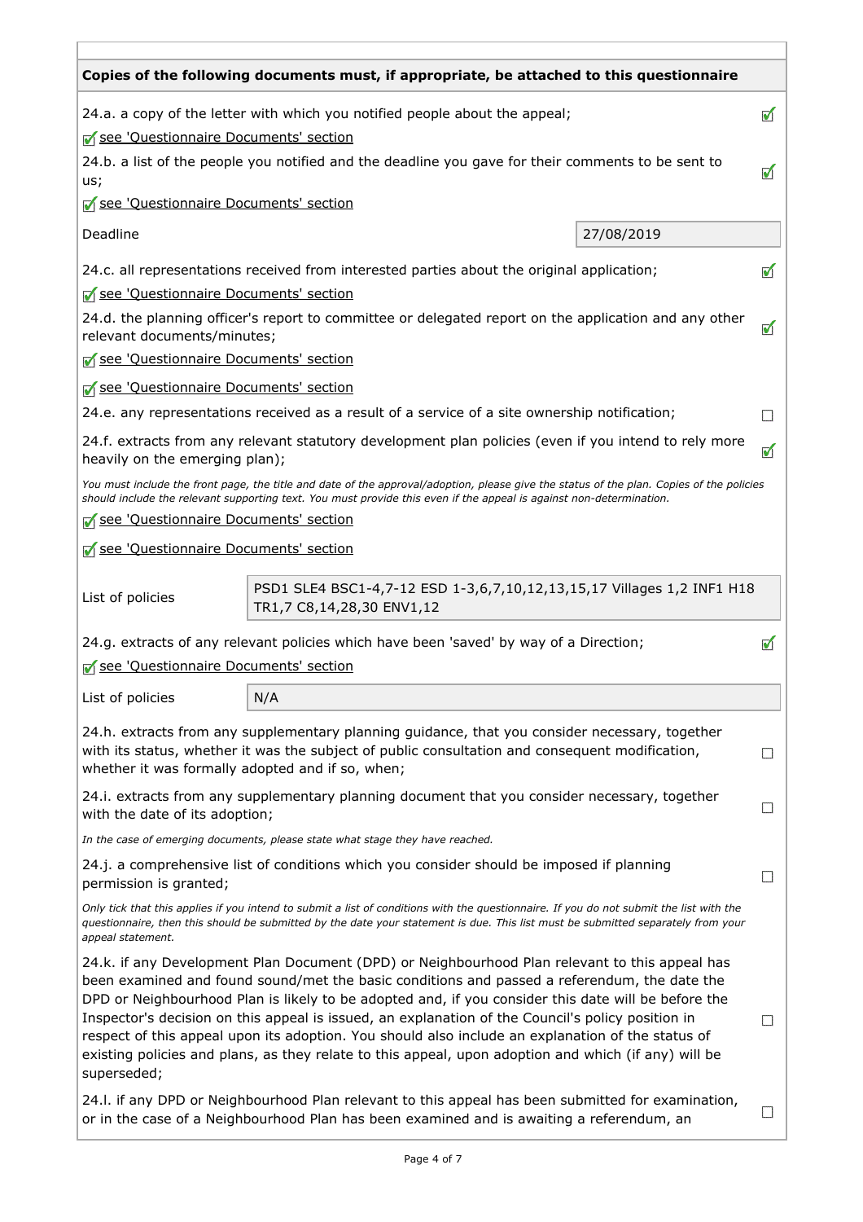**Copies of the following documents must, if appropriate, be attached to this questionnaire**

24.a. a copy of the letter with which you notified people about the appeal; ☑

☑ see 'Questionnaire Documents' section

24.b. a list of the people you notified and the deadline you gave for their comments to be sent to us; ☑

☑ see 'Questionnaire Documents' section

| Deadline | 27/08/2019 |
|---|---|

24.c. all representations received from interested parties about the original application; ☑

☑ see 'Questionnaire Documents' section

24.d. the planning officer's report to committee or delegated report on the application and any other relevant documents/minutes; ☑

☑ see 'Questionnaire Documents' section

☑ see 'Questionnaire Documents' section

24.e. any representations received as a result of a service of a site ownership notification; ☐

24.f. extracts from any relevant statutory development plan policies (even if you intend to rely more heavily on the emerging plan); ☑

*You must include the front page, the title and date of the approval/adoption, please give the status of the plan. Copies of the policies should include the relevant supporting text. You must provide this even if the appeal is against non-determination.*

☑ see 'Questionnaire Documents' section

☑ see 'Questionnaire Documents' section

| List of policies | PSD1 SLE4 BSC1-4,7-12 ESD 1-3,6,7,10,12,13,15,17 Villages 1,2 INF1 H18 TR1,7 C8,14,28,30 ENV1,12 |
|---|---|

24.g. extracts of any relevant policies which have been 'saved' by way of a Direction; ☑

☑ see 'Questionnaire Documents' section

| List of policies | N/A |
|---|---|

24.h. extracts from any supplementary planning guidance, that you consider necessary, together with its status, whether it was the subject of public consultation and consequent modification, whether it was formally adopted and if so, when; ☐

24.i. extracts from any supplementary planning document that you consider necessary, together with the date of its adoption; ☐

*In the case of emerging documents, please state what stage they have reached.*

24.j. a comprehensive list of conditions which you consider should be imposed if planning permission is granted; ☐

*Only tick that this applies if you intend to submit a list of conditions with the questionnaire. If you do not submit the list with the questionnaire, then this should be submitted by the date your statement is due. This list must be submitted separately from your appeal statement.*

24.k. if any Development Plan Document (DPD) or Neighbourhood Plan relevant to this appeal has been examined and found sound/met the basic conditions and passed a referendum, the date the DPD or Neighbourhood Plan is likely to be adopted and, if you consider this date will be before the Inspector's decision on this appeal is issued, an explanation of the Council's policy position in respect of this appeal upon its adoption. You should also include an explanation of the status of existing policies and plans, as they relate to this appeal, upon adoption and which (if any) will be superseded; ☐

24.l. if any DPD or Neighbourhood Plan relevant to this appeal has been submitted for examination, or in the case of a Neighbourhood Plan has been examined and is awaiting a referendum, an ☐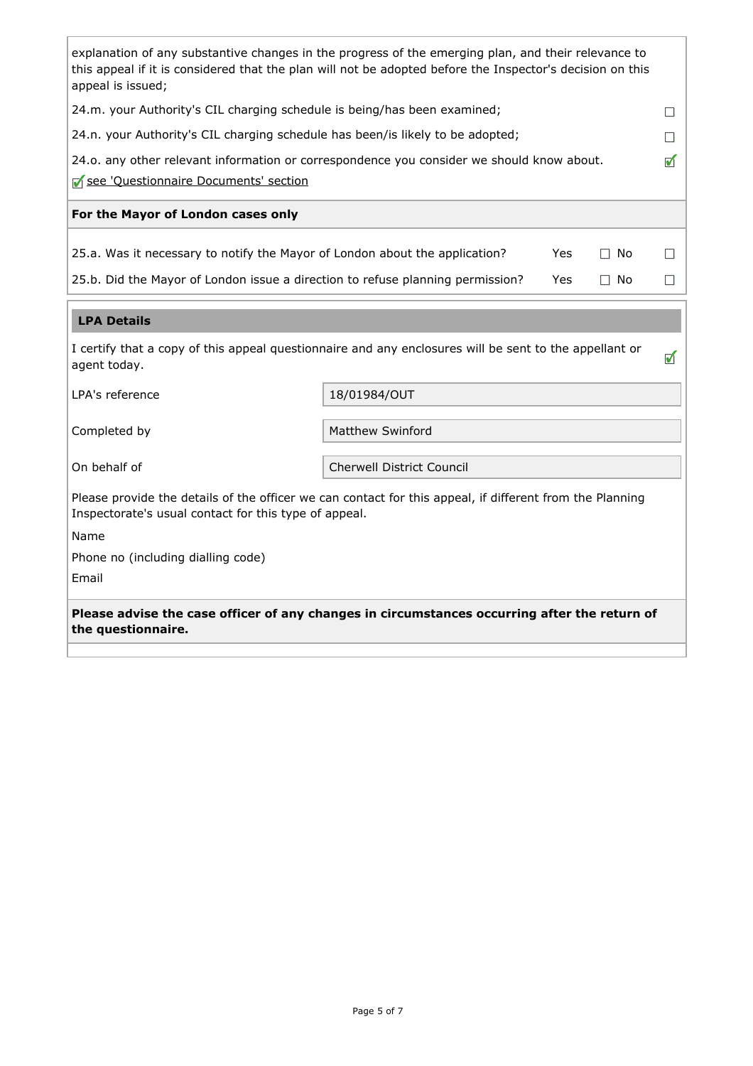explanation of any substantive changes in the progress of the emerging plan, and their relevance to this appeal if it is considered that the plan will not be adopted before the Inspector's decision on this appeal is issued;

24.m. your Authority's CIL charging schedule is being/has been examined; ☐

24.n. your Authority's CIL charging schedule has been/is likely to be adopted; ☐

24.o. any other relevant information or correspondence you consider we should know about. ☑

☑ see 'Questionnaire Documents' section

**For the Mayor of London cases only**

25.a. Was it necessary to notify the Mayor of London about the application? Yes ☐ No ☐

25.b. Did the Mayor of London issue a direction to refuse planning permission? Yes ☐ No ☐

## LPA Details

I certify that a copy of this appeal questionnaire and any enclosures will be sent to the appellant or agent today. ☑

| | |
|---|---|
| LPA's reference | 18/01984/OUT |
| Completed by | Matthew Swinford |
| On behalf of | Cherwell District Council |

Please provide the details of the officer we can contact for this appeal, if different from the Planning Inspectorate's usual contact for this type of appeal.

Name

Phone no (including dialling code)

Email

**Please advise the case officer of any changes in circumstances occurring after the return of the questionnaire.**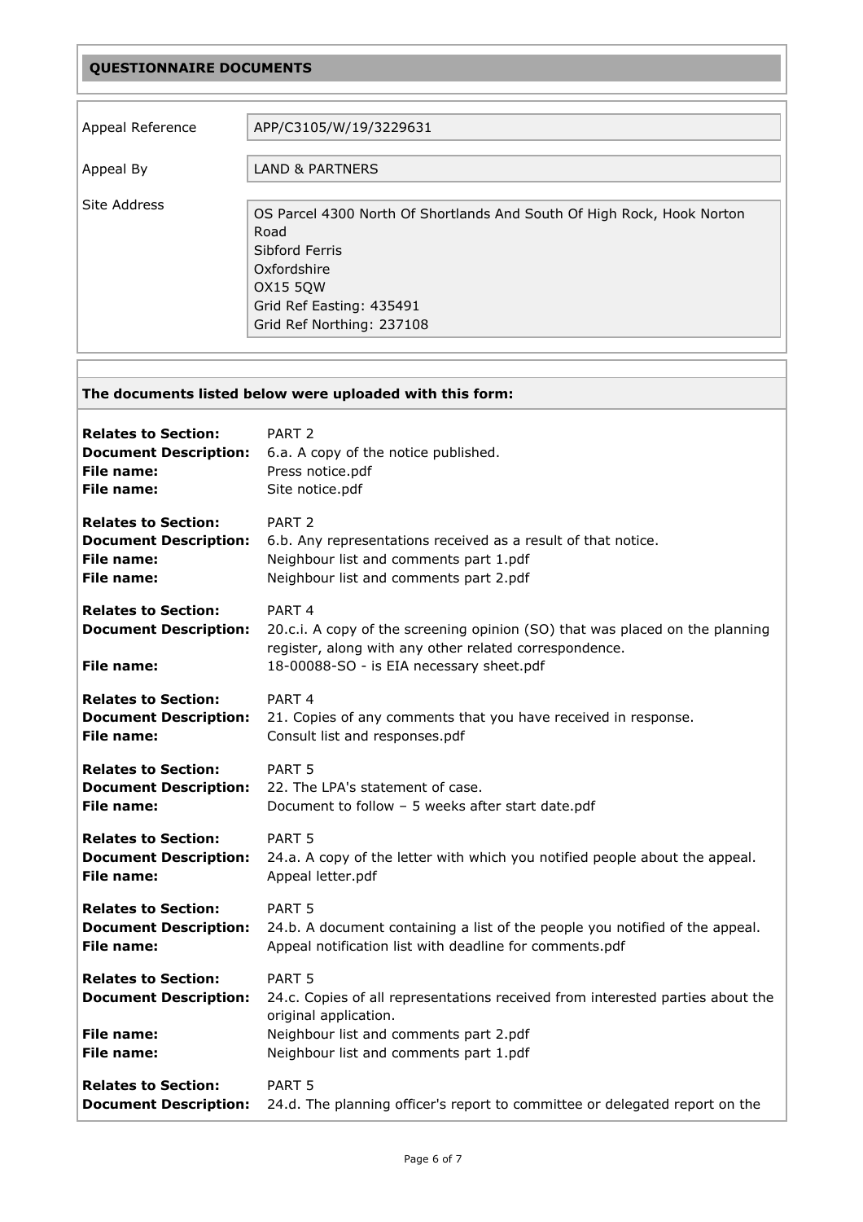## QUESTIONNAIRE DOCUMENTS

| | |
|---|---|
| Appeal Reference | APP/C3105/W/19/3229631 |
| Appeal By | LAND & PARTNERS |
| Site Address | OS Parcel 4300 North Of Shortlands And South Of High Rock, Hook Norton Road<br>Sibford Ferris<br>Oxfordshire<br>OX15 5QW<br>Grid Ref Easting: 435491<br>Grid Ref Northing: 237108 |

**The documents listed below were uploaded with this form:**

**Relates to Section:** PART 2
**Document Description:** 6.a. A copy of the notice published.
**File name:** Press notice.pdf
**File name:** Site notice.pdf

**Relates to Section:** PART 2
**Document Description:** 6.b. Any representations received as a result of that notice.
**File name:** Neighbour list and comments part 1.pdf
**File name:** Neighbour list and comments part 2.pdf

**Relates to Section:** PART 4
**Document Description:** 20.c.i. A copy of the screening opinion (SO) that was placed on the planning register, along with any other related correspondence.
**File name:** 18-00088-SO - is EIA necessary sheet.pdf

**Relates to Section:** PART 4
**Document Description:** 21. Copies of any comments that you have received in response.
**File name:** Consult list and responses.pdf

**Relates to Section:** PART 5
**Document Description:** 22. The LPA's statement of case.
**File name:** Document to follow – 5 weeks after start date.pdf

**Relates to Section:** PART 5
**Document Description:** 24.a. A copy of the letter with which you notified people about the appeal.
**File name:** Appeal letter.pdf

**Relates to Section:** PART 5
**Document Description:** 24.b. A document containing a list of the people you notified of the appeal.
**File name:** Appeal notification list with deadline for comments.pdf

**Relates to Section:** PART 5
**Document Description:** 24.c. Copies of all representations received from interested parties about the original application.
**File name:** Neighbour list and comments part 2.pdf
**File name:** Neighbour list and comments part 1.pdf

**Relates to Section:** PART 5
**Document Description:** 24.d. The planning officer's report to committee or delegated report on the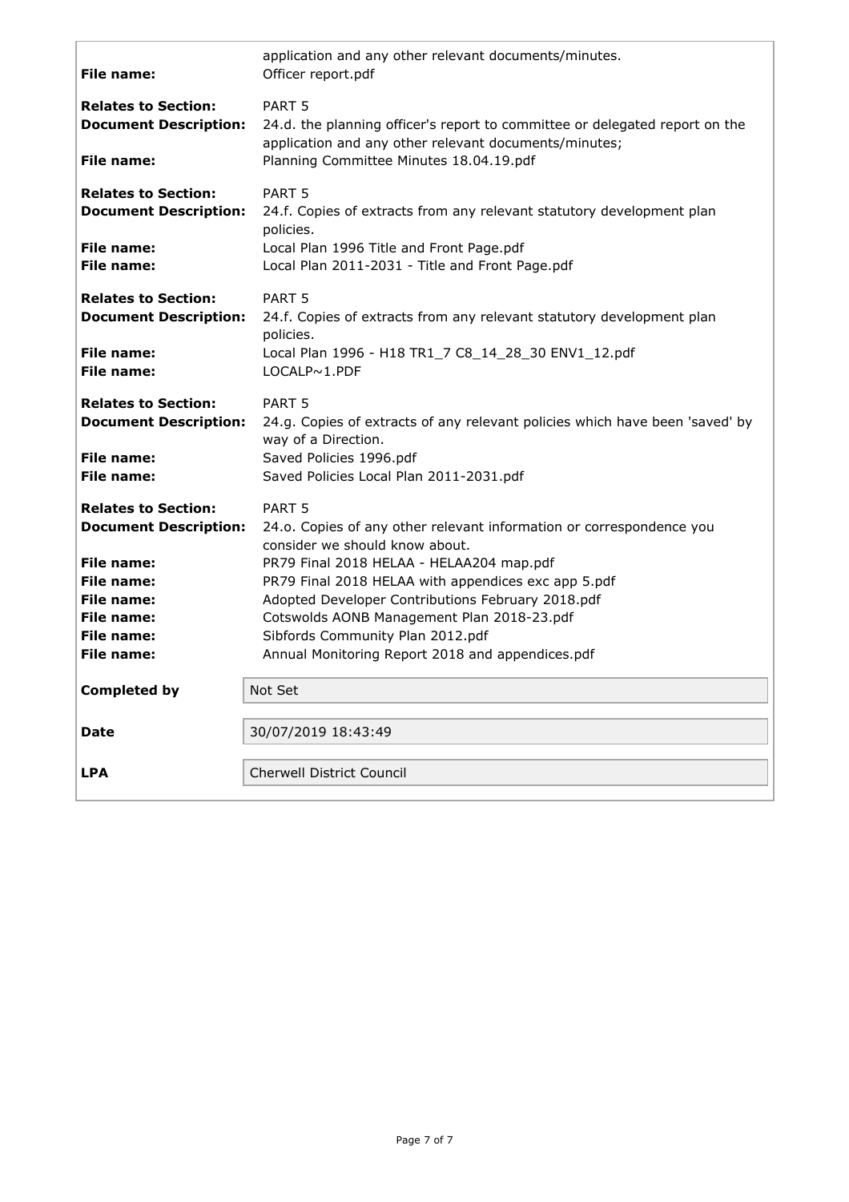| | |
|---|---|
| | application and any other relevant documents/minutes. |
| **File name:** | Officer report.pdf |
| **Relates to Section:** | PART 5 |
| **Document Description:** | 24.d. the planning officer's report to committee or delegated report on the application and any other relevant documents/minutes; |
| **File name:** | Planning Committee Minutes 18.04.19.pdf |
| **Relates to Section:** | PART 5 |
| **Document Description:** | 24.f. Copies of extracts from any relevant statutory development plan policies. |
| **File name:** | Local Plan 1996 Title and Front Page.pdf |
| **File name:** | Local Plan 2011-2031 - Title and Front Page.pdf |
| **Relates to Section:** | PART 5 |
| **Document Description:** | 24.f. Copies of extracts from any relevant statutory development plan policies. |
| **File name:** | Local Plan 1996 - H18 TR1_7 C8_14_28_30 ENV1_12.pdf |
| **File name:** | LOCALP~1.PDF |
| **Relates to Section:** | PART 5 |
| **Document Description:** | 24.g. Copies of extracts of any relevant policies which have been 'saved' by way of a Direction. |
| **File name:** | Saved Policies 1996.pdf |
| **File name:** | Saved Policies Local Plan 2011-2031.pdf |
| **Relates to Section:** | PART 5 |
| **Document Description:** | 24.o. Copies of any other relevant information or correspondence you consider we should know about. |
| **File name:** | PR79 Final 2018 HELAA - HELAA204 map.pdf |
| **File name:** | PR79 Final 2018 HELAA with appendices exc app 5.pdf |
| **File name:** | Adopted Developer Contributions February 2018.pdf |
| **File name:** | Cotswolds AONB Management Plan 2018-23.pdf |
| **File name:** | Sibfords Community Plan 2012.pdf |
| **File name:** | Annual Monitoring Report 2018 and appendices.pdf |

| | |
|---|---|
| **Completed by** | Not Set |
| **Date** | 30/07/2019 18:43:49 |
| **LPA** | Cherwell District Council |